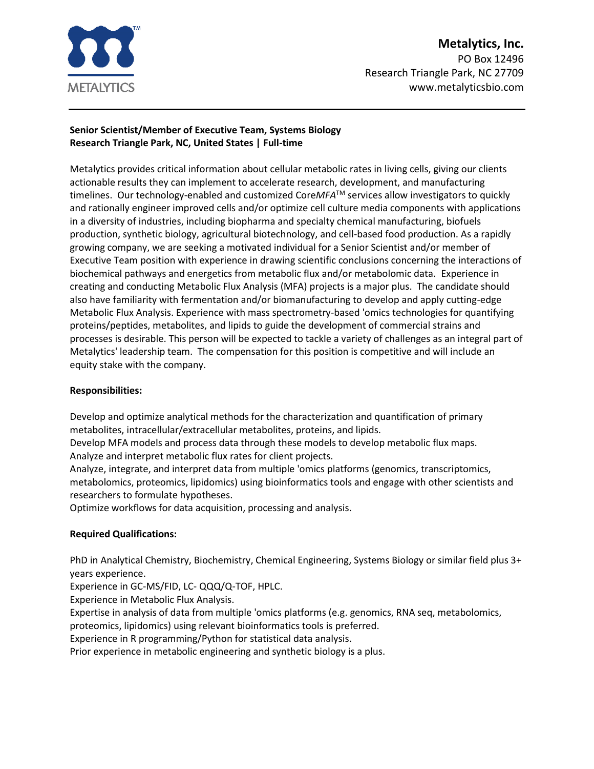**Metalytics, Inc.**
PO Box 12496
Research Triangle Park, NC 27709
www.metalyticsbio.com

---

**Senior Scientist/Member of Executive Team, Systems Biology**
**Research Triangle Park, NC, United States | Full-time**

Metalytics provides critical information about cellular metabolic rates in living cells, giving our clients actionable results they can implement to accelerate research, development, and manufacturing timelines. Our technology-enabled and customized Core*MFA*™ services allow investigators to quickly and rationally engineer improved cells and/or optimize cell culture media components with applications in a diversity of industries, including biopharma and specialty chemical manufacturing, biofuels production, synthetic biology, agricultural biotechnology, and cell-based food production. As a rapidly growing company, we are seeking a motivated individual for a Senior Scientist and/or member of Executive Team position with experience in drawing scientific conclusions concerning the interactions of biochemical pathways and energetics from metabolic flux and/or metabolomic data. Experience in creating and conducting Metabolic Flux Analysis (MFA) projects is a major plus. The candidate should also have familiarity with fermentation and/or biomanufacturing to develop and apply cutting-edge Metabolic Flux Analysis. Experience with mass spectrometry-based 'omics technologies for quantifying proteins/peptides, metabolites, and lipids to guide the development of commercial strains and processes is desirable. This person will be expected to tackle a variety of challenges as an integral part of Metalytics' leadership team. The compensation for this position is competitive and will include an equity stake with the company.

**Responsibilities:**

Develop and optimize analytical methods for the characterization and quantification of primary metabolites, intracellular/extracellular metabolites, proteins, and lipids.
Develop MFA models and process data through these models to develop metabolic flux maps.
Analyze and interpret metabolic flux rates for client projects.
Analyze, integrate, and interpret data from multiple 'omics platforms (genomics, transcriptomics, metabolomics, proteomics, lipidomics) using bioinformatics tools and engage with other scientists and researchers to formulate hypotheses.
Optimize workflows for data acquisition, processing and analysis.

**Required Qualifications:**

PhD in Analytical Chemistry, Biochemistry, Chemical Engineering, Systems Biology or similar field plus 3+ years experience.
Experience in GC-MS/FID, LC- QQQ/Q-TOF, HPLC.
Experience in Metabolic Flux Analysis.
Expertise in analysis of data from multiple 'omics platforms (e.g. genomics, RNA seq, metabolomics, proteomics, lipidomics) using relevant bioinformatics tools is preferred.
Experience in R programming/Python for statistical data analysis.
Prior experience in metabolic engineering and synthetic biology is a plus.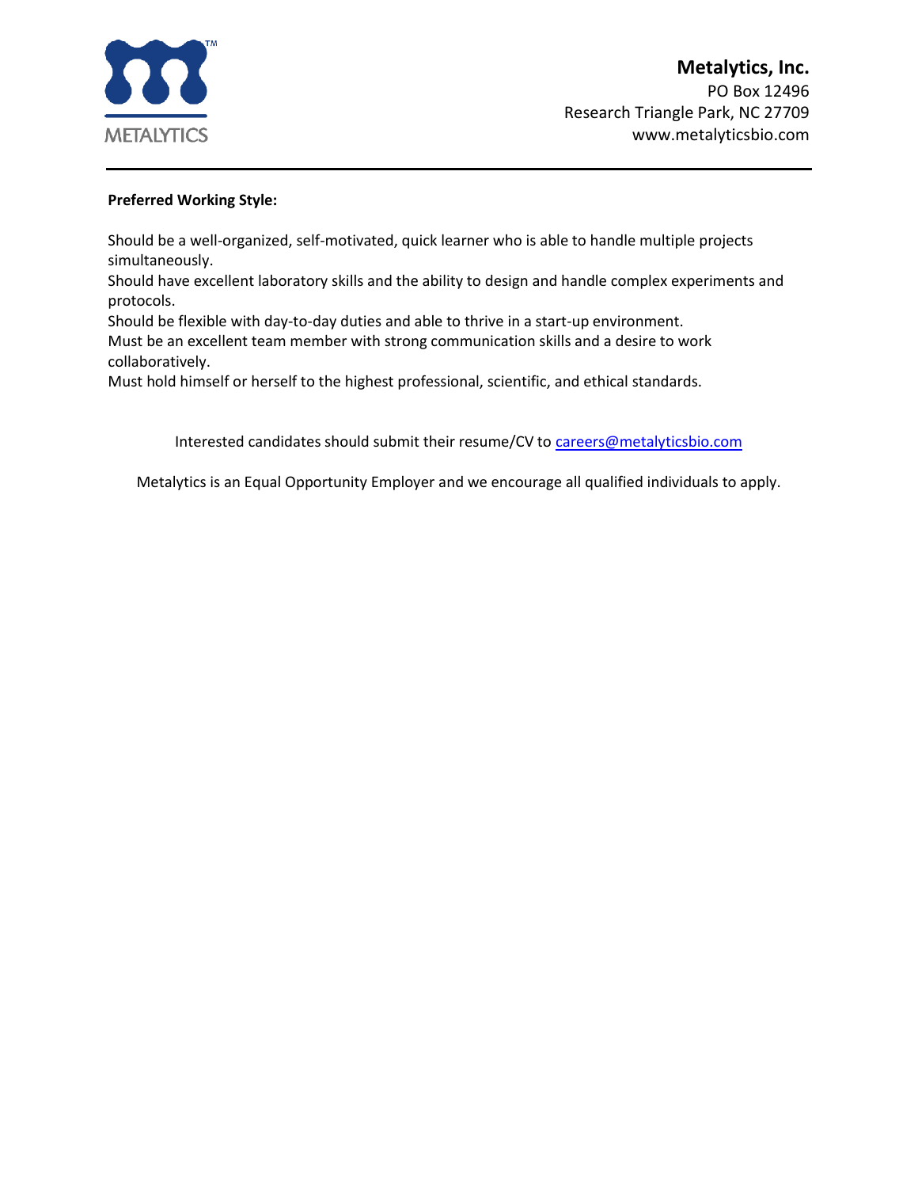**Metalytics, Inc.**
PO Box 12496
Research Triangle Park, NC 27709
www.metalyticsbio.com

---

**Preferred Working Style:**

Should be a well-organized, self-motivated, quick learner who is able to handle multiple projects simultaneously.
Should have excellent laboratory skills and the ability to design and handle complex experiments and protocols.
Should be flexible with day-to-day duties and able to thrive in a start-up environment.
Must be an excellent team member with strong communication skills and a desire to work collaboratively.
Must hold himself or herself to the highest professional, scientific, and ethical standards.

Interested candidates should submit their resume/CV to careers@metalyticsbio.com

Metalytics is an Equal Opportunity Employer and we encourage all qualified individuals to apply.